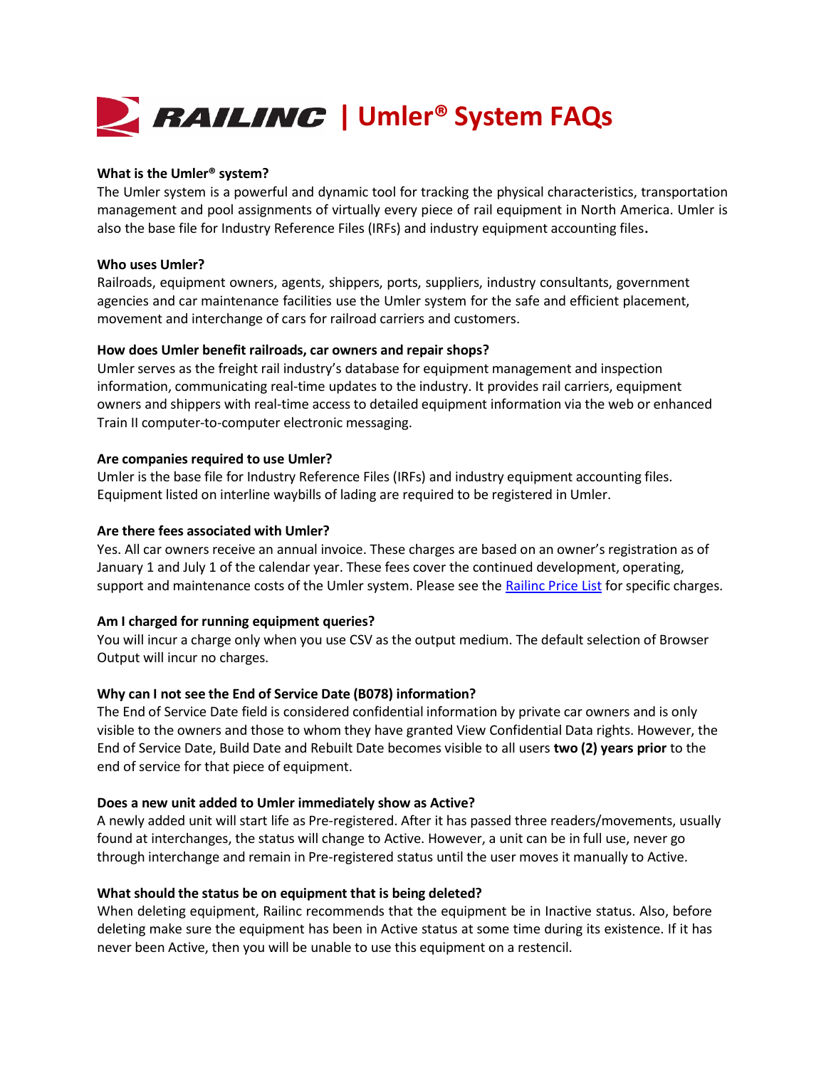# RAILINC | Umler® System FAQs

**What is the Umler® system?**

The Umler system is a powerful and dynamic tool for tracking the physical characteristics, transportation management and pool assignments of virtually every piece of rail equipment in North America. Umler is also the base file for Industry Reference Files (IRFs) and industry equipment accounting files.

**Who uses Umler?**

Railroads, equipment owners, agents, shippers, ports, suppliers, industry consultants, government agencies and car maintenance facilities use the Umler system for the safe and efficient placement, movement and interchange of cars for railroad carriers and customers.

**How does Umler benefit railroads, car owners and repair shops?**

Umler serves as the freight rail industry's database for equipment management and inspection information, communicating real-time updates to the industry. It provides rail carriers, equipment owners and shippers with real-time access to detailed equipment information via the web or enhanced Train II computer-to-computer electronic messaging.

**Are companies required to use Umler?**

Umler is the base file for Industry Reference Files (IRFs) and industry equipment accounting files. Equipment listed on interline waybills of lading are required to be registered in Umler.

**Are there fees associated with Umler?**

Yes. All car owners receive an annual invoice. These charges are based on an owner's registration as of January 1 and July 1 of the calendar year. These fees cover the continued development, operating, support and maintenance costs of the Umler system. Please see the Railinc Price List for specific charges.

**Am I charged for running equipment queries?**

You will incur a charge only when you use CSV as the output medium. The default selection of Browser Output will incur no charges.

**Why can I not see the End of Service Date (B078) information?**

The End of Service Date field is considered confidential information by private car owners and is only visible to the owners and those to whom they have granted View Confidential Data rights. However, the End of Service Date, Build Date and Rebuilt Date becomes visible to all users **two (2) years prior** to the end of service for that piece of equipment.

**Does a new unit added to Umler immediately show as Active?**

A newly added unit will start life as Pre-registered. After it has passed three readers/movements, usually found at interchanges, the status will change to Active. However, a unit can be in full use, never go through interchange and remain in Pre-registered status until the user moves it manually to Active.

**What should the status be on equipment that is being deleted?**

When deleting equipment, Railinc recommends that the equipment be in Inactive status. Also, before deleting make sure the equipment has been in Active status at some time during its existence. If it has never been Active, then you will be unable to use this equipment on a restencil.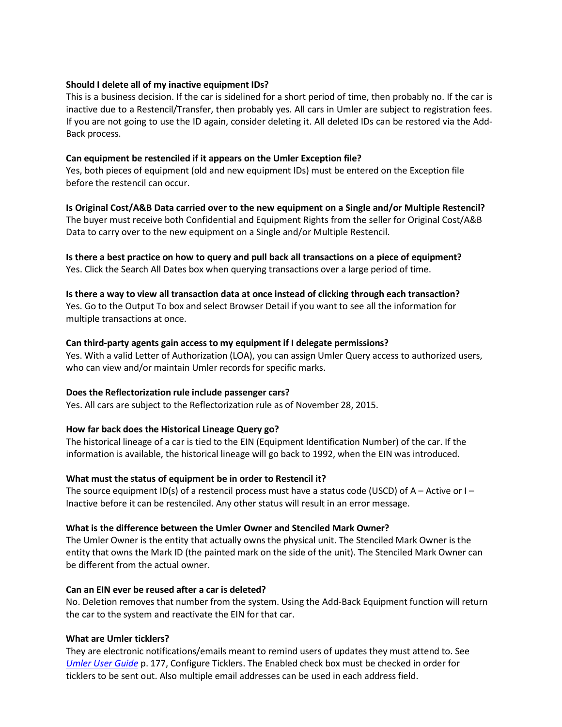**Should I delete all of my inactive equipment IDs?**
This is a business decision. If the car is sidelined for a short period of time, then probably no. If the car is inactive due to a Restencil/Transfer, then probably yes. All cars in Umler are subject to registration fees. If you are not going to use the ID again, consider deleting it. All deleted IDs can be restored via the Add-Back process.

**Can equipment be restenciled if it appears on the Umler Exception file?**
Yes, both pieces of equipment (old and new equipment IDs) must be entered on the Exception file before the restencil can occur.

**Is Original Cost/A&B Data carried over to the new equipment on a Single and/or Multiple Restencil?**
The buyer must receive both Confidential and Equipment Rights from the seller for Original Cost/A&B Data to carry over to the new equipment on a Single and/or Multiple Restencil.

**Is there a best practice on how to query and pull back all transactions on a piece of equipment?**
Yes. Click the Search All Dates box when querying transactions over a large period of time.

**Is there a way to view all transaction data at once instead of clicking through each transaction?**
Yes. Go to the Output To box and select Browser Detail if you want to see all the information for multiple transactions at once.

**Can third-party agents gain access to my equipment if I delegate permissions?**
Yes. With a valid Letter of Authorization (LOA), you can assign Umler Query access to authorized users, who can view and/or maintain Umler records for specific marks.

**Does the Reflectorization rule include passenger cars?**
Yes. All cars are subject to the Reflectorization rule as of November 28, 2015.

**How far back does the Historical Lineage Query go?**
The historical lineage of a car is tied to the EIN (Equipment Identification Number) of the car. If the information is available, the historical lineage will go back to 1992, when the EIN was introduced.

**What must the status of equipment be in order to Restencil it?**
The source equipment ID(s) of a restencil process must have a status code (USCD) of A – Active or I – Inactive before it can be restenciled. Any other status will result in an error message.

**What is the difference between the Umler Owner and Stenciled Mark Owner?**
The Umler Owner is the entity that actually owns the physical unit. The Stenciled Mark Owner is the entity that owns the Mark ID (the painted mark on the side of the unit). The Stenciled Mark Owner can be different from the actual owner.

**Can an EIN ever be reused after a car is deleted?**
No. Deletion removes that number from the system. Using the Add-Back Equipment function will return the car to the system and reactivate the EIN for that car.

**What are Umler ticklers?**
They are electronic notifications/emails meant to remind users of updates they must attend to. See *Umler User Guide* p. 177, Configure Ticklers. The Enabled check box must be checked in order for ticklers to be sent out. Also multiple email addresses can be used in each address field.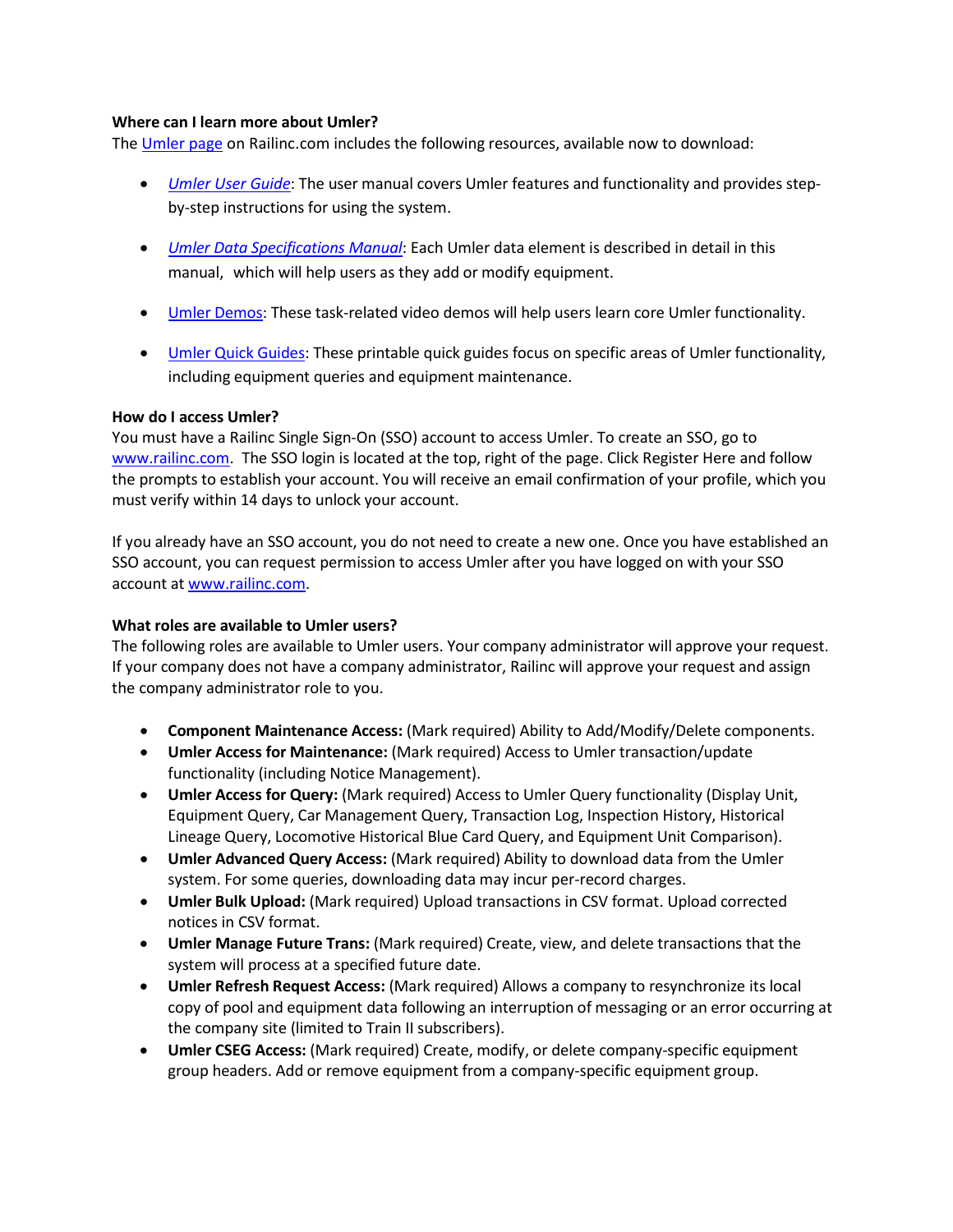**Where can I learn more about Umler?**

The Umler page on Railinc.com includes the following resources, available now to download:

- *Umler User Guide*: The user manual covers Umler features and functionality and provides step-by-step instructions for using the system.
- *Umler Data Specifications Manual*: Each Umler data element is described in detail in this manual, which will help users as they add or modify equipment.
- Umler Demos: These task-related video demos will help users learn core Umler functionality.
- Umler Quick Guides: These printable quick guides focus on specific areas of Umler functionality, including equipment queries and equipment maintenance.

**How do I access Umler?**

You must have a Railinc Single Sign-On (SSO) account to access Umler. To create an SSO, go to www.railinc.com. The SSO login is located at the top, right of the page. Click Register Here and follow the prompts to establish your account. You will receive an email confirmation of your profile, which you must verify within 14 days to unlock your account.

If you already have an SSO account, you do not need to create a new one. Once you have established an SSO account, you can request permission to access Umler after you have logged on with your SSO account at www.railinc.com.

**What roles are available to Umler users?**

The following roles are available to Umler users. Your company administrator will approve your request. If your company does not have a company administrator, Railinc will approve your request and assign the company administrator role to you.

- **Component Maintenance Access:** (Mark required) Ability to Add/Modify/Delete components.
- **Umler Access for Maintenance:** (Mark required) Access to Umler transaction/update functionality (including Notice Management).
- **Umler Access for Query:** (Mark required) Access to Umler Query functionality (Display Unit, Equipment Query, Car Management Query, Transaction Log, Inspection History, Historical Lineage Query, Locomotive Historical Blue Card Query, and Equipment Unit Comparison).
- **Umler Advanced Query Access:** (Mark required) Ability to download data from the Umler system. For some queries, downloading data may incur per-record charges.
- **Umler Bulk Upload:** (Mark required) Upload transactions in CSV format. Upload corrected notices in CSV format.
- **Umler Manage Future Trans:** (Mark required) Create, view, and delete transactions that the system will process at a specified future date.
- **Umler Refresh Request Access:** (Mark required) Allows a company to resynchronize its local copy of pool and equipment data following an interruption of messaging or an error occurring at the company site (limited to Train II subscribers).
- **Umler CSEG Access:** (Mark required) Create, modify, or delete company-specific equipment group headers. Add or remove equipment from a company-specific equipment group.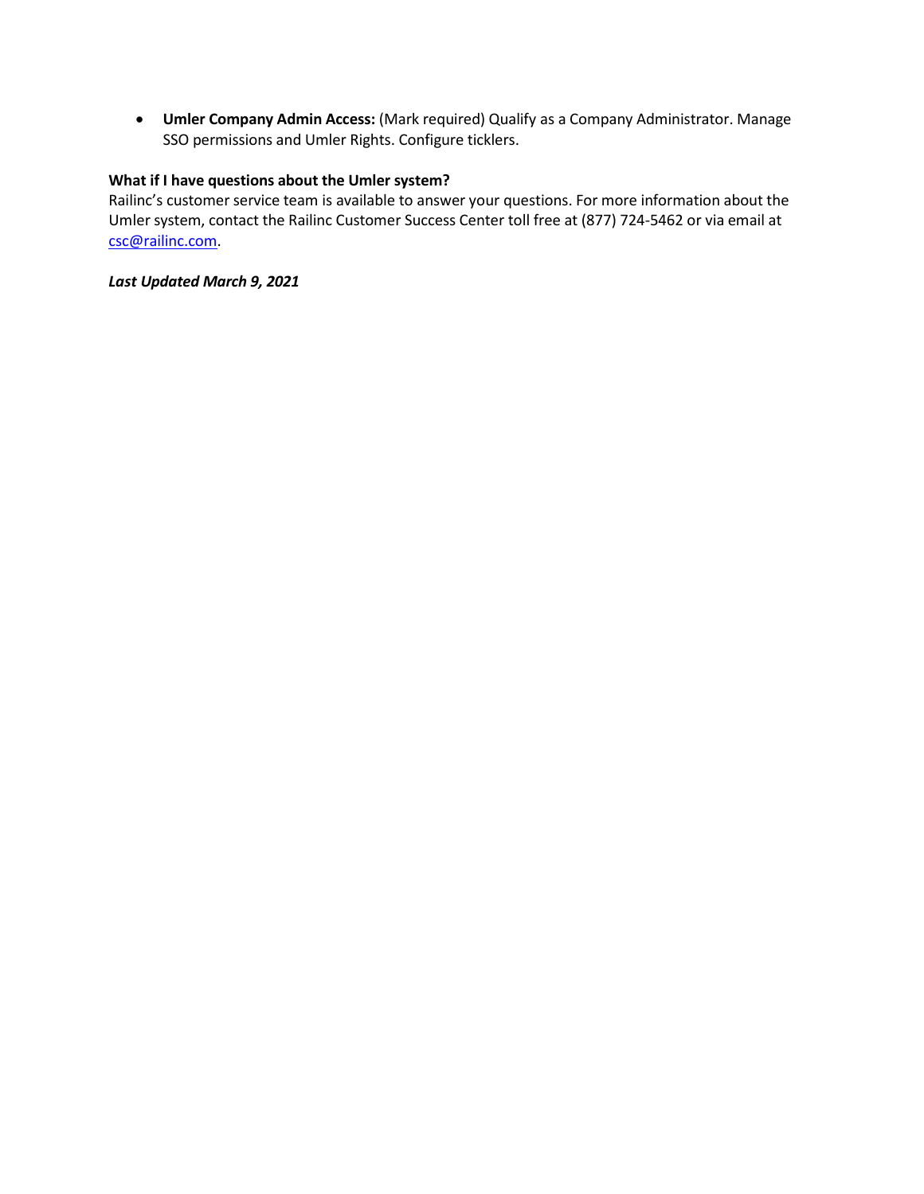- **Umler Company Admin Access:** (Mark required) Qualify as a Company Administrator. Manage SSO permissions and Umler Rights. Configure ticklers.

**What if I have questions about the Umler system?**
Railinc's customer service team is available to answer your questions. For more information about the Umler system, contact the Railinc Customer Success Center toll free at (877) 724-5462 or via email at csc@railinc.com.

***Last Updated March 9, 2021***